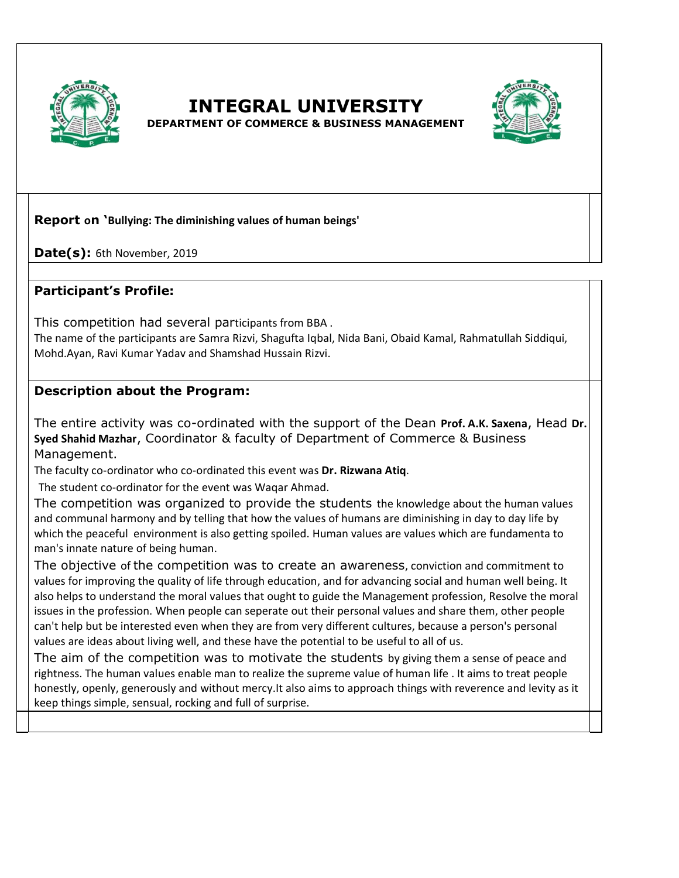# INTEGRAL UNIVERSITY

**DEPARTMENT OF COMMERCE & BUSINESS MANAGEMENT**

**Report on 'Bullying: The diminishing values of human beings'**

**Date(s):** 6th November, 2019

## Participant's Profile:

This competition had several participants from BBA .

The name of the participants are Samra Rizvi, Shagufta Iqbal, Nida Bani, Obaid Kamal, Rahmatullah Siddiqui, Mohd.Ayan, Ravi Kumar Yadav and Shamshad Hussain Rizvi.

## Description about the Program:

The entire activity was co-ordinated with the support of the Dean **Prof. A.K. Saxena**, Head **Dr. Syed Shahid Mazhar**, Coordinator & faculty of Department of Commerce & Business Management.

The faculty co-ordinator who co-ordinated this event was **Dr. Rizwana Atiq**.

The student co-ordinator for the event was Waqar Ahmad.

The competition was organized to provide the students the knowledge about the human values and communal harmony and by telling that how the values of humans are diminishing in day to day life by which the peaceful environment is also getting spoiled. Human values are values which are fundamenta to man's innate nature of being human.

The objective of the competition was to create an awareness, conviction and commitment to values for improving the quality of life through education, and for advancing social and human well being. It also helps to understand the moral values that ought to guide the Management profession, Resolve the moral issues in the profession. When people can seperate out their personal values and share them, other people can't help but be interested even when they are from very different cultures, because a person's personal values are ideas about living well, and these have the potential to be useful to all of us.

The aim of the competition was to motivate the students by giving them a sense of peace and rightness. The human values enable man to realize the supreme value of human life . It aims to treat people honestly, openly, generously and without mercy.It also aims to approach things with reverence and levity as it keep things simple, sensual, rocking and full of surprise.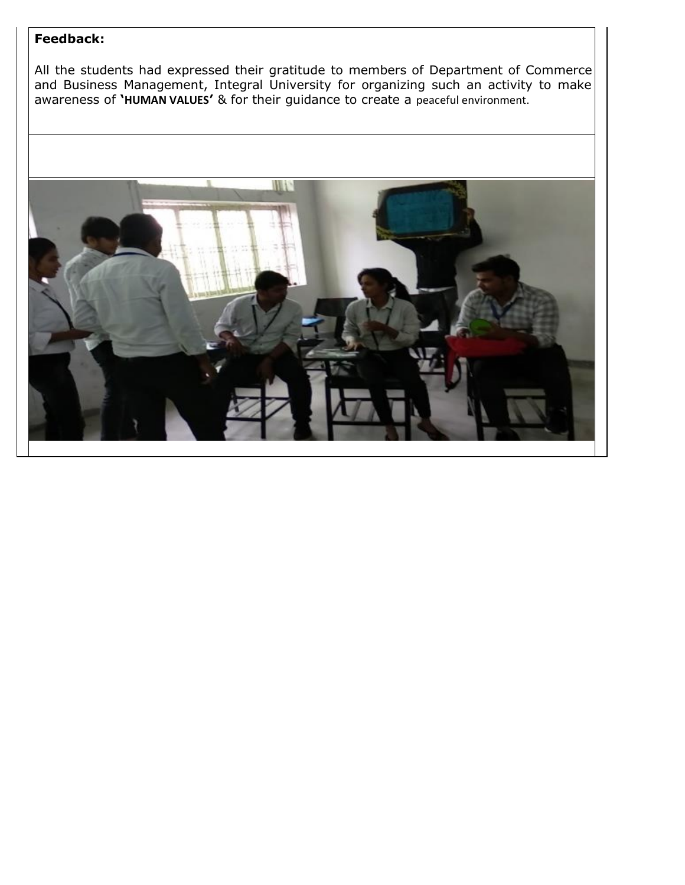**Feedback:**

All the students had expressed their gratitude to members of Department of Commerce and Business Management, Integral University for organizing such an activity to make awareness of **'HUMAN VALUES'** & for their guidance to create a peaceful environment.